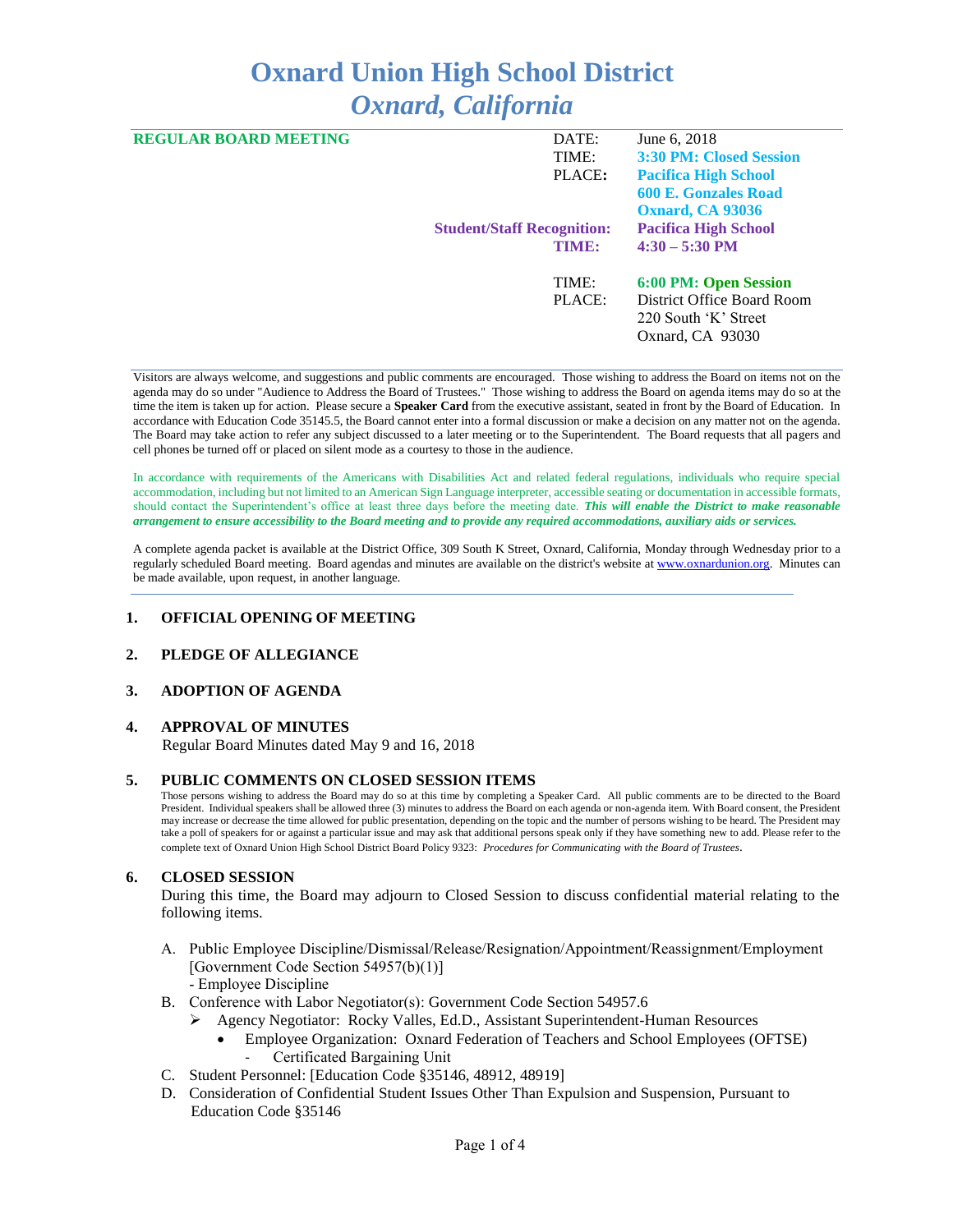# Oxnard Union High School District
## *Oxnard, California*

**REGULAR BOARD MEETING**

| | |
|---|---|
| DATE: | June 6, 2018 |
| TIME: | **3:30 PM: Closed Session** |
| PLACE: | **Pacifica High School** |
| | **600 E. Gonzales Road** |
| | **Oxnard, CA 93036** |
| **Student/Staff Recognition:** | **Pacifica High School** |
| **TIME:** | **4:30 – 5:30 PM** |
| TIME: | **6:00 PM: Open Session** |
| PLACE: | District Office Board Room |
| | 220 South 'K' Street |
| | Oxnard, CA 93030 |

Visitors are always welcome, and suggestions and public comments are encouraged. Those wishing to address the Board on items not on the agenda may do so under "Audience to Address the Board of Trustees." Those wishing to address the Board on agenda items may do so at the time the item is taken up for action. Please secure a **Speaker Card** from the executive assistant, seated in front by the Board of Education. In accordance with Education Code 35145.5, the Board cannot enter into a formal discussion or make a decision on any matter not on the agenda. The Board may take action to refer any subject discussed to a later meeting or to the Superintendent. The Board requests that all pagers and cell phones be turned off or placed on silent mode as a courtesy to those in the audience.

In accordance with requirements of the Americans with Disabilities Act and related federal regulations, individuals who require special accommodation, including but not limited to an American Sign Language interpreter, accessible seating or documentation in accessible formats, should contact the Superintendent's office at least three days before the meeting date. ***This will enable the District to make reasonable arrangement to ensure accessibility to the Board meeting and to provide any required accommodations, auxiliary aids or services.***

A complete agenda packet is available at the District Office, 309 South K Street, Oxnard, California, Monday through Wednesday prior to a regularly scheduled Board meeting. Board agendas and minutes are available on the district's website at www.oxnardunion.org. Minutes can be made available, upon request, in another language.

### 1. OFFICIAL OPENING OF MEETING

### 2. PLEDGE OF ALLEGIANCE

### 3. ADOPTION OF AGENDA

### 4. APPROVAL OF MINUTES

Regular Board Minutes dated May 9 and 16, 2018

### 5. PUBLIC COMMENTS ON CLOSED SESSION ITEMS

Those persons wishing to address the Board may do so at this time by completing a Speaker Card. All public comments are to be directed to the Board President. Individual speakers shall be allowed three (3) minutes to address the Board on each agenda or non-agenda item. With Board consent, the President may increase or decrease the time allowed for public presentation, depending on the topic and the number of persons wishing to be heard. The President may take a poll of speakers for or against a particular issue and may ask that additional persons speak only if they have something new to add. Please refer to the complete text of Oxnard Union High School District Board Policy 9323: *Procedures for Communicating with the Board of Trustees*.

### 6. CLOSED SESSION

During this time, the Board may adjourn to Closed Session to discuss confidential material relating to the following items.

A. Public Employee Discipline/Dismissal/Release/Resignation/Appointment/Reassignment/Employment [Government Code Section 54957(b)(1)]
   - Employee Discipline

B. Conference with Labor Negotiator(s): Government Code Section 54957.6
   - Agency Negotiator: Rocky Valles, Ed.D., Assistant Superintendent-Human Resources
     - Employee Organization: Oxnard Federation of Teachers and School Employees (OFTSE)
       - Certificated Bargaining Unit

C. Student Personnel: [Education Code §35146, 48912, 48919]

D. Consideration of Confidential Student Issues Other Than Expulsion and Suspension, Pursuant to Education Code §35146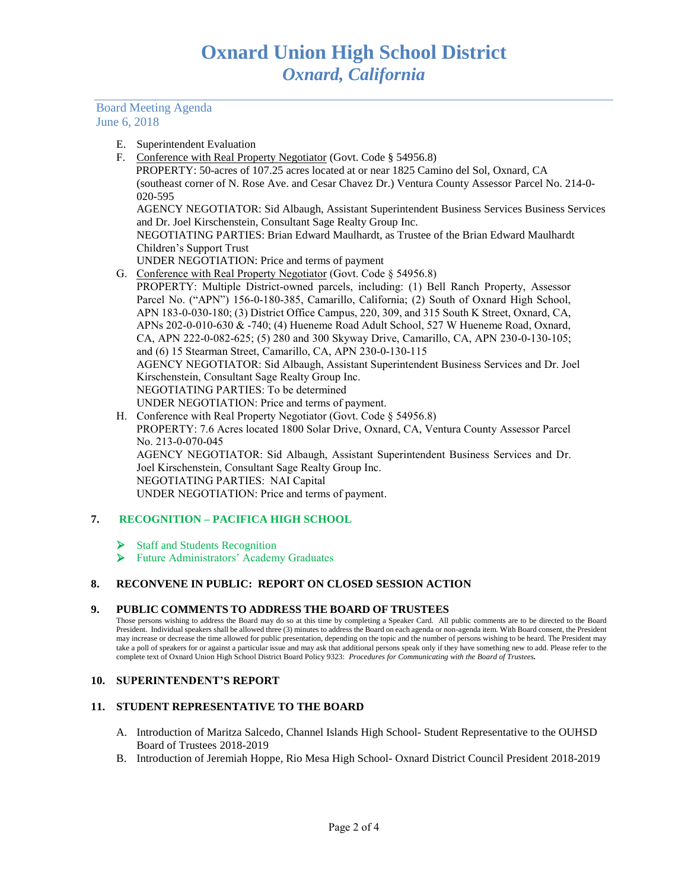E. Superintendent Evaluation

F. Conference with Real Property Negotiator (Govt. Code § 54956.8)
PROPERTY: 50-acres of 107.25 acres located at or near 1825 Camino del Sol, Oxnard, CA (southeast corner of N. Rose Ave. and Cesar Chavez Dr.) Ventura County Assessor Parcel No. 214-0-020-595
AGENCY NEGOTIATOR: Sid Albaugh, Assistant Superintendent Business Services Business Services and Dr. Joel Kirschenstein, Consultant Sage Realty Group Inc.
NEGOTIATING PARTIES: Brian Edward Maulhardt, as Trustee of the Brian Edward Maulhardt Children's Support Trust
UNDER NEGOTIATION: Price and terms of payment

G. Conference with Real Property Negotiator (Govt. Code § 54956.8)
PROPERTY: Multiple District-owned parcels, including: (1) Bell Ranch Property, Assessor Parcel No. ("APN") 156-0-180-385, Camarillo, California; (2) South of Oxnard High School, APN 183-0-030-180; (3) District Office Campus, 220, 309, and 315 South K Street, Oxnard, CA, APNs 202-0-010-630 & -740; (4) Hueneme Road Adult School, 527 W Hueneme Road, Oxnard, CA, APN 222-0-082-625; (5) 280 and 300 Skyway Drive, Camarillo, CA, APN 230-0-130-105; and (6) 15 Stearman Street, Camarillo, CA, APN 230-0-130-115
AGENCY NEGOTIATOR: Sid Albaugh, Assistant Superintendent Business Services and Dr. Joel Kirschenstein, Consultant Sage Realty Group Inc.
NEGOTIATING PARTIES: To be determined
UNDER NEGOTIATION: Price and terms of payment.

H. Conference with Real Property Negotiator (Govt. Code § 54956.8)
PROPERTY: 7.6 Acres located 1800 Solar Drive, Oxnard, CA, Ventura County Assessor Parcel No. 213-0-070-045
AGENCY NEGOTIATOR: Sid Albaugh, Assistant Superintendent Business Services and Dr. Joel Kirschenstein, Consultant Sage Realty Group Inc.
NEGOTIATING PARTIES: NAI Capital
UNDER NEGOTIATION: Price and terms of payment.

## 7. RECOGNITION – PACIFICA HIGH SCHOOL

- Staff and Students Recognition
- Future Administrators' Academy Graduates

## 8. RECONVENE IN PUBLIC: REPORT ON CLOSED SESSION ACTION

## 9. PUBLIC COMMENTS TO ADDRESS THE BOARD OF TRUSTEES

Those persons wishing to address the Board may do so at this time by completing a Speaker Card. All public comments are to be directed to the Board President. Individual speakers shall be allowed three (3) minutes to address the Board on each agenda or non-agenda item. With Board consent, the President may increase or decrease the time allowed for public presentation, depending on the topic and the number of persons wishing to be heard. The President may take a poll of speakers for or against a particular issue and may ask that additional persons speak only if they have something new to add. Please refer to the complete text of Oxnard Union High School District Board Policy 9323: *Procedures for Communicating with the Board of Trustees.*

## 10. SUPERINTENDENT'S REPORT

## 11. STUDENT REPRESENTATIVE TO THE BOARD

A. Introduction of Maritza Salcedo, Channel Islands High School- Student Representative to the OUHSD Board of Trustees 2018-2019

B. Introduction of Jeremiah Hoppe, Rio Mesa High School- Oxnard District Council President 2018-2019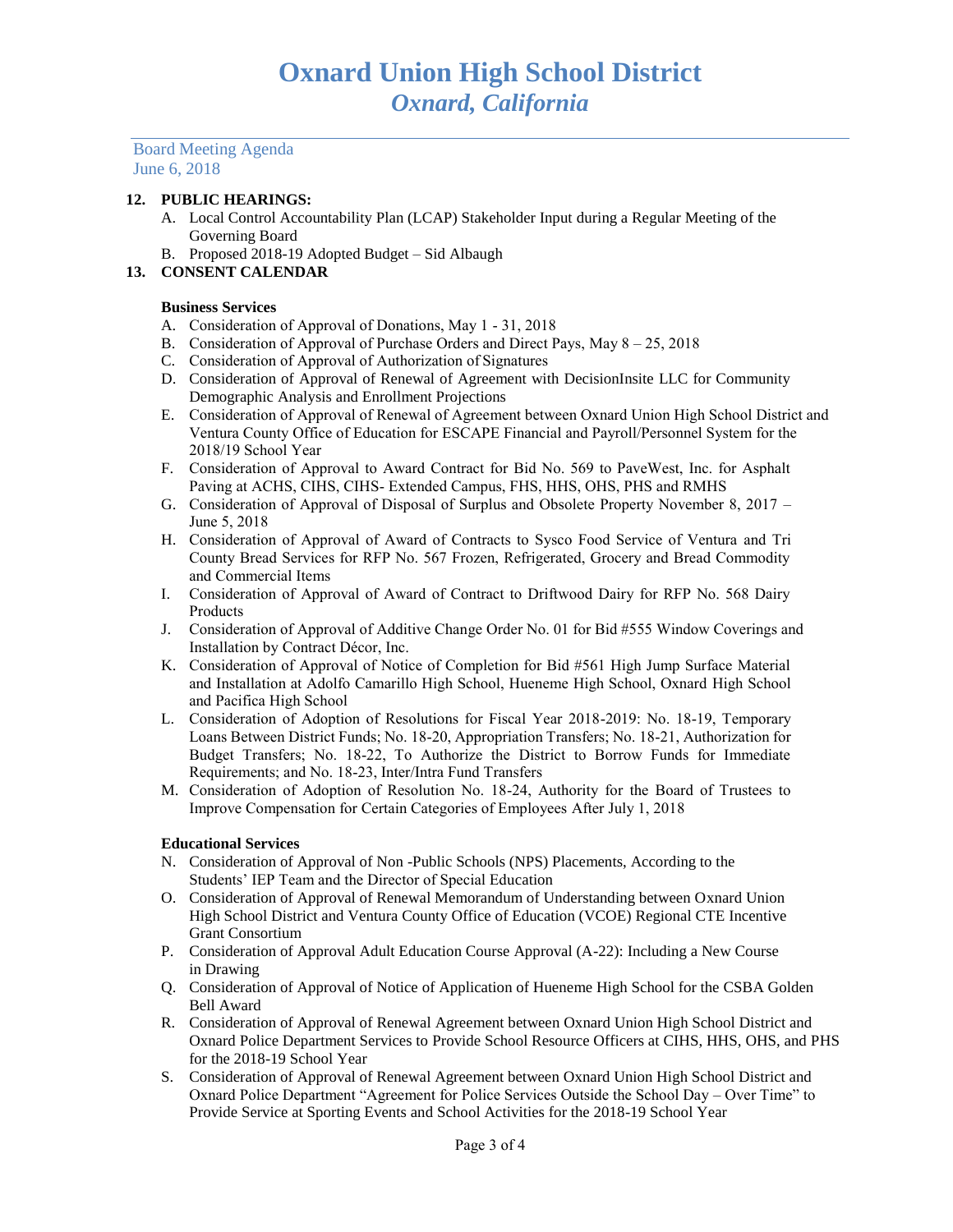# Oxnard Union High School District
## *Oxnard, California*

Board Meeting Agenda
June 6, 2018

**12. PUBLIC HEARINGS:**

A. Local Control Accountability Plan (LCAP) Stakeholder Input during a Regular Meeting of the Governing Board
B. Proposed 2018-19 Adopted Budget – Sid Albaugh

**13. CONSENT CALENDAR**

**Business Services**

A. Consideration of Approval of Donations, May 1 - 31, 2018
B. Consideration of Approval of Purchase Orders and Direct Pays, May 8 – 25, 2018
C. Consideration of Approval of Authorization of Signatures
D. Consideration of Approval of Renewal of Agreement with DecisionInsite LLC for Community Demographic Analysis and Enrollment Projections
E. Consideration of Approval of Renewal of Agreement between Oxnard Union High School District and Ventura County Office of Education for ESCAPE Financial and Payroll/Personnel System for the 2018/19 School Year
F. Consideration of Approval to Award Contract for Bid No. 569 to PaveWest, Inc. for Asphalt Paving at ACHS, CIHS, CIHS- Extended Campus, FHS, HHS, OHS, PHS and RMHS
G. Consideration of Approval of Disposal of Surplus and Obsolete Property November 8, 2017 – June 5, 2018
H. Consideration of Approval of Award of Contracts to Sysco Food Service of Ventura and Tri County Bread Services for RFP No. 567 Frozen, Refrigerated, Grocery and Bread Commodity and Commercial Items
I. Consideration of Approval of Award of Contract to Driftwood Dairy for RFP No. 568 Dairy Products
J. Consideration of Approval of Additive Change Order No. 01 for Bid #555 Window Coverings and Installation by Contract Décor, Inc.
K. Consideration of Approval of Notice of Completion for Bid #561 High Jump Surface Material and Installation at Adolfo Camarillo High School, Hueneme High School, Oxnard High School and Pacifica High School
L. Consideration of Adoption of Resolutions for Fiscal Year 2018-2019: No. 18-19, Temporary Loans Between District Funds; No. 18-20, Appropriation Transfers; No. 18-21, Authorization for Budget Transfers; No. 18-22, To Authorize the District to Borrow Funds for Immediate Requirements; and No. 18-23, Inter/Intra Fund Transfers
M. Consideration of Adoption of Resolution No. 18-24, Authority for the Board of Trustees to Improve Compensation for Certain Categories of Employees After July 1, 2018

**Educational Services**

N. Consideration of Approval of Non -Public Schools (NPS) Placements, According to the Students' IEP Team and the Director of Special Education
O. Consideration of Approval of Renewal Memorandum of Understanding between Oxnard Union High School District and Ventura County Office of Education (VCOE) Regional CTE Incentive Grant Consortium
P. Consideration of Approval Adult Education Course Approval (A-22): Including a New Course in Drawing
Q. Consideration of Approval of Notice of Application of Hueneme High School for the CSBA Golden Bell Award
R. Consideration of Approval of Renewal Agreement between Oxnard Union High School District and Oxnard Police Department Services to Provide School Resource Officers at CIHS, HHS, OHS, and PHS for the 2018-19 School Year
S. Consideration of Approval of Renewal Agreement between Oxnard Union High School District and Oxnard Police Department "Agreement for Police Services Outside the School Day – Over Time" to Provide Service at Sporting Events and School Activities for the 2018-19 School Year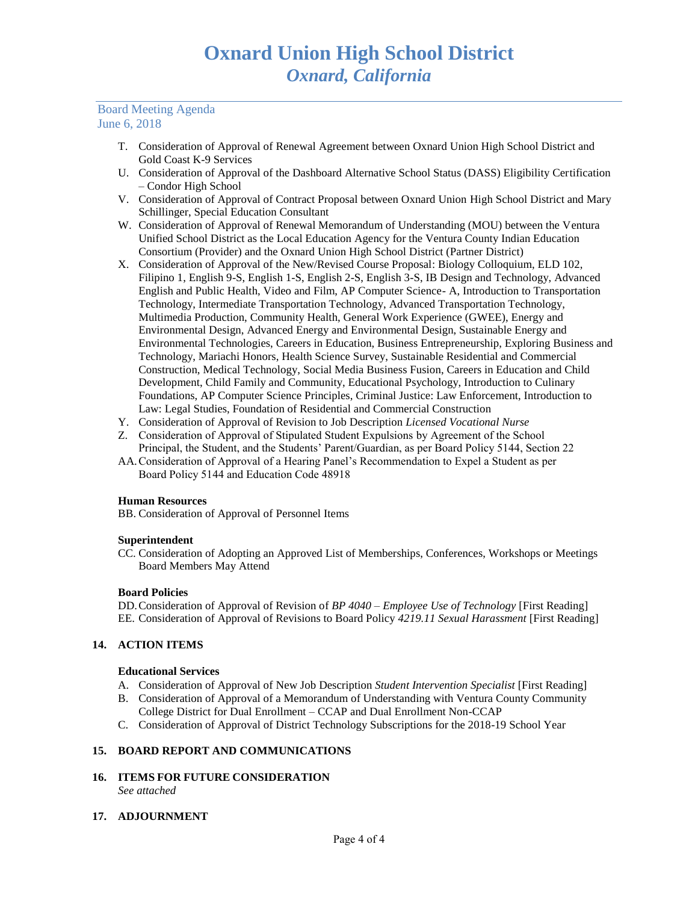# Oxnard Union High School District
## *Oxnard, California*

Board Meeting Agenda
June 6, 2018

T. Consideration of Approval of Renewal Agreement between Oxnard Union High School District and Gold Coast K-9 Services

U. Consideration of Approval of the Dashboard Alternative School Status (DASS) Eligibility Certification – Condor High School

V. Consideration of Approval of Contract Proposal between Oxnard Union High School District and Mary Schillinger, Special Education Consultant

W. Consideration of Approval of Renewal Memorandum of Understanding (MOU) between the Ventura Unified School District as the Local Education Agency for the Ventura County Indian Education Consortium (Provider) and the Oxnard Union High School District (Partner District)

X. Consideration of Approval of the New/Revised Course Proposal: Biology Colloquium, ELD 102, Filipino 1, English 9-S, English 1-S, English 2-S, English 3-S, IB Design and Technology, Advanced English and Public Health, Video and Film, AP Computer Science- A, Introduction to Transportation Technology, Intermediate Transportation Technology, Advanced Transportation Technology, Multimedia Production, Community Health, General Work Experience (GWEE), Energy and Environmental Design, Advanced Energy and Environmental Design, Sustainable Energy and Environmental Technologies, Careers in Education, Business Entrepreneurship, Exploring Business and Technology, Mariachi Honors, Health Science Survey, Sustainable Residential and Commercial Construction, Medical Technology, Social Media Business Fusion, Careers in Education and Child Development, Child Family and Community, Educational Psychology, Introduction to Culinary Foundations, AP Computer Science Principles, Criminal Justice: Law Enforcement, Introduction to Law: Legal Studies, Foundation of Residential and Commercial Construction

Y. Consideration of Approval of Revision to Job Description *Licensed Vocational Nurse*

Z. Consideration of Approval of Stipulated Student Expulsions by Agreement of the School Principal, the Student, and the Students' Parent/Guardian, as per Board Policy 5144, Section 22

AA. Consideration of Approval of a Hearing Panel's Recommendation to Expel a Student as per Board Policy 5144 and Education Code 48918

**Human Resources**

BB. Consideration of Approval of Personnel Items

**Superintendent**

CC. Consideration of Adopting an Approved List of Memberships, Conferences, Workshops or Meetings Board Members May Attend

**Board Policies**

DD. Consideration of Approval of Revision of *BP 4040 – Employee Use of Technology* [First Reading]

EE. Consideration of Approval of Revisions to Board Policy *4219.11 Sexual Harassment* [First Reading]

**14. ACTION ITEMS**

**Educational Services**

A. Consideration of Approval of New Job Description *Student Intervention Specialist* [First Reading]

B. Consideration of Approval of a Memorandum of Understanding with Ventura County Community College District for Dual Enrollment – CCAP and Dual Enrollment Non-CCAP

C. Consideration of Approval of District Technology Subscriptions for the 2018-19 School Year

**15. BOARD REPORT AND COMMUNICATIONS**

**16. ITEMS FOR FUTURE CONSIDERATION**
*See attached*

**17. ADJOURNMENT**